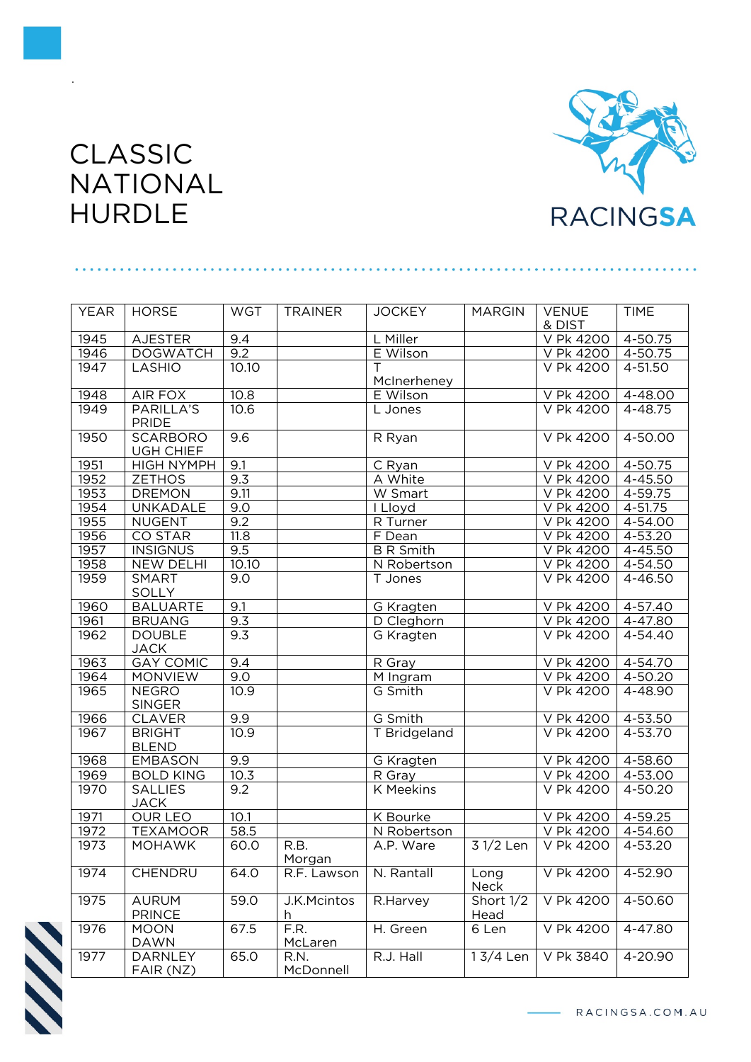# CLASSIC NATIONAL HURDLE

| YEAR | HORSE | WGT | TRAINER | JOCKEY | MARGIN | VENUE & DIST | TIME |
|---|---|---|---|---|---|---|---|
| 1945 | AJESTER | 9.4 | | L Miller | | V Pk 4200 | 4-50.75 |
| 1946 | DOGWATCH | 9.2 | | E Wilson | | V Pk 4200 | 4-50.75 |
| 1947 | LASHIO | 10.10 | | T McInerheney | | V Pk 4200 | 4-51.50 |
| 1948 | AIR FOX | 10.8 | | E Wilson | | V Pk 4200 | 4-48.00 |
| 1949 | PARILLA'S PRIDE | 10.6 | | L Jones | | V Pk 4200 | 4-48.75 |
| 1950 | SCARBOROUGH CHIEF | 9.6 | | R Ryan | | V Pk 4200 | 4-50.00 |
| 1951 | HIGH NYMPH | 9.1 | | C Ryan | | V Pk 4200 | 4-50.75 |
| 1952 | ZETHOS | 9.3 | | A White | | V Pk 4200 | 4-45.50 |
| 1953 | DREMON | 9.11 | | W Smart | | V Pk 4200 | 4-59.75 |
| 1954 | UNKADALE | 9.0 | | I Lloyd | | V Pk 4200 | 4-51.75 |
| 1955 | NUGENT | 9.2 | | R Turner | | V Pk 4200 | 4-54.00 |
| 1956 | CO STAR | 11.8 | | F Dean | | V Pk 4200 | 4-53.20 |
| 1957 | INSIGNUS | 9.5 | | B R Smith | | V Pk 4200 | 4-45.50 |
| 1958 | NEW DELHI | 10.10 | | N Robertson | | V Pk 4200 | 4-54.50 |
| 1959 | SMART SOLLY | 9.0 | | T Jones | | V Pk 4200 | 4-46.50 |
| 1960 | BALUARTE | 9.1 | | G Kragten | | V Pk 4200 | 4-57.40 |
| 1961 | BRUANG | 9.3 | | D Cleghorn | | V Pk 4200 | 4-47.80 |
| 1962 | DOUBLE JACK | 9.3 | | G Kragten | | V Pk 4200 | 4-54.40 |
| 1963 | GAY COMIC | 9.4 | | R Gray | | V Pk 4200 | 4-54.70 |
| 1964 | MONVIEW | 9.0 | | M Ingram | | V Pk 4200 | 4-50.20 |
| 1965 | NEGRO SINGER | 10.9 | | G Smith | | V Pk 4200 | 4-48.90 |
| 1966 | CLAVER | 9.9 | | G Smith | | V Pk 4200 | 4-53.50 |
| 1967 | BRIGHT BLEND | 10.9 | | T Bridgeland | | V Pk 4200 | 4-53.70 |
| 1968 | EMBASON | 9.9 | | G Kragten | | V Pk 4200 | 4-58.60 |
| 1969 | BOLD KING | 10.3 | | R Gray | | V Pk 4200 | 4-53.00 |
| 1970 | SALLIES JACK | 9.2 | | K Meekins | | V Pk 4200 | 4-50.20 |
| 1971 | OUR LEO | 10.1 | | K Bourke | | V Pk 4200 | 4-59.25 |
| 1972 | TEXAMOOR | 58.5 | | N Robertson | | V Pk 4200 | 4-54.60 |
| 1973 | MOHAWK | 60.0 | R.B. Morgan | A.P. Ware | 3 1/2 Len | V Pk 4200 | 4-53.20 |
| 1974 | CHENDRU | 64.0 | R.F. Lawson | N. Rantall | Long Neck | V Pk 4200 | 4-52.90 |
| 1975 | AURUM PRINCE | 59.0 | J.K.Mcintosh | R.Harvey | Short 1/2 Head | V Pk 4200 | 4-50.60 |
| 1976 | MOON DAWN | 67.5 | F.R. McLaren | H. Green | 6 Len | V Pk 4200 | 4-47.80 |
| 1977 | DARNLEY FAIR (NZ) | 65.0 | R.N. McDonnell | R.J. Hall | 1 3/4 Len | V Pk 3840 | 4-20.90 |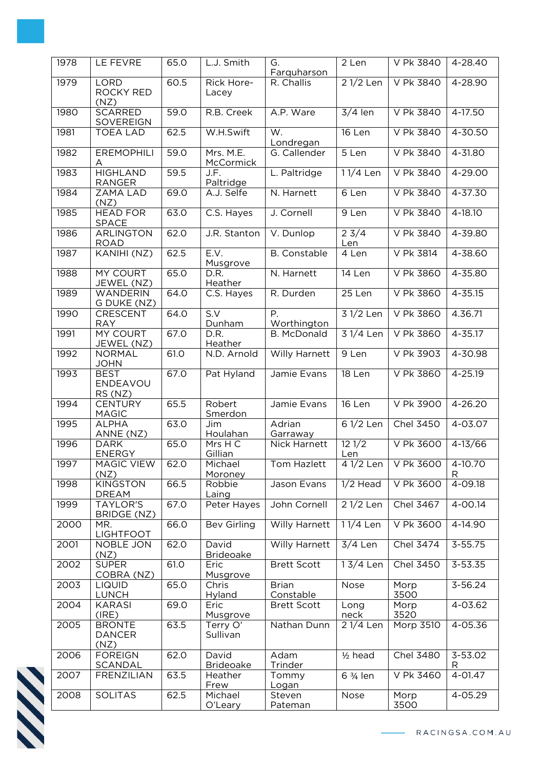| 1978 | LE FEVRE | 65.0 | L.J. Smith | G. Farquharson | 2 Len | V Pk 3840 | 4-28.40 |
|---|---|---|---|---|---|---|---|
| 1979 | LORD ROCKY RED (NZ) | 60.5 | Rick Hore-Lacey | R. Challis | 2 1/2 Len | V Pk 3840 | 4-28.90 |
| 1980 | SCARRED SOVEREIGN | 59.0 | R.B. Creek | A.P. Ware | 3/4 len | V Pk 3840 | 4-17.50 |
| 1981 | TOEA LAD | 62.5 | W.H.Swift | W. Londregan | 16 Len | V Pk 3840 | 4-30.50 |
| 1982 | EREMOPHILI A | 59.0 | Mrs. M.E. McCormick | G. Callender | 5 Len | V Pk 3840 | 4-31.80 |
| 1983 | HIGHLAND RANGER | 59.5 | J.F. Paltridge | L. Paltridge | 1 1/4 Len | V Pk 3840 | 4-29.00 |
| 1984 | ZAMA LAD (NZ) | 69.0 | A.J. Selfe | N. Harnett | 6 Len | V Pk 3840 | 4-37.30 |
| 1985 | HEAD FOR SPACE | 63.0 | C.S. Hayes | J. Cornell | 9 Len | V Pk 3840 | 4-18.10 |
| 1986 | ARLINGTON ROAD | 62.0 | J.R. Stanton | V. Dunlop | 2 3/4 Len | V Pk 3840 | 4-39.80 |
| 1987 | KANIHI (NZ) | 62.5 | E.V. Musgrove | B. Constable | 4 Len | V Pk 3814 | 4-38.60 |
| 1988 | MY COURT JEWEL (NZ) | 65.0 | D.R. Heather | N. Harnett | 14 Len | V Pk 3860 | 4-35.80 |
| 1989 | WANDERIN G DUKE (NZ) | 64.0 | C.S. Hayes | R. Durden | 25 Len | V Pk 3860 | 4-35.15 |
| 1990 | CRESCENT RAY | 64.0 | S.V Dunham | P. Worthington | 3 1/2 Len | V Pk 3860 | 4.36.71 |
| 1991 | MY COURT JEWEL (NZ) | 67.0 | D.R. Heather | B. McDonald | 3 1/4 Len | V Pk 3860 | 4-35.17 |
| 1992 | NORMAL JOHN | 61.0 | N.D. Arnold | Willy Harnett | 9 Len | V Pk 3903 | 4-30.98 |
| 1993 | BEST ENDEAVOU RS (NZ) | 67.0 | Pat Hyland | Jamie Evans | 18 Len | V Pk 3860 | 4-25.19 |
| 1994 | CENTURY MAGIC | 65.5 | Robert Smerdon | Jamie Evans | 16 Len | V Pk 3900 | 4-26.20 |
| 1995 | ALPHA ANNE (NZ) | 63.0 | Jim Houlahan | Adrian Garraway | 6 1/2 Len | Chel 3450 | 4-03.07 |
| 1996 | DARK ENERGY | 65.0 | Mrs H C Gillian | Nick Harnett | 12 1/2 Len | V Pk 3600 | 4-13/66 |
| 1997 | MAGIC VIEW (NZ) | 62.0 | Michael Moroney | Tom Hazlett | 4 1/2 Len | V Pk 3600 | 4-10.70 R |
| 1998 | KINGSTON DREAM | 66.5 | Robbie Laing | Jason Evans | 1/2 Head | V Pk 3600 | 4-09.18 |
| 1999 | TAYLOR'S BRIDGE (NZ) | 67.0 | Peter Hayes | John Cornell | 2 1/2 Len | Chel 3467 | 4-00.14 |
| 2000 | MR. LIGHTFOOT | 66.0 | Bev Girling | Willy Harnett | 1 1/4 Len | V Pk 3600 | 4-14.90 |
| 2001 | NOBLE JON (NZ) | 62.0 | David Brideoake | Willy Harnett | 3/4 Len | Chel 3474 | 3-55.75 |
| 2002 | SUPER COBRA (NZ) | 61.0 | Eric Musgrove | Brett Scott | 1 3/4 Len | Chel 3450 | 3-53.35 |
| 2003 | LIQUID LUNCH | 65.0 | Chris Hyland | Brian Constable | Nose | Morp 3500 | 3-56.24 |
| 2004 | KARASI (IRE) | 69.0 | Eric Musgrove | Brett Scott | Long neck | Morp 3520 | 4-03.62 |
| 2005 | BRONTE DANCER (NZ) | 63.5 | Terry O' Sullivan | Nathan Dunn | 2 1/4 Len | Morp 3510 | 4-05.36 |
| 2006 | FOREIGN SCANDAL | 62.0 | David Brideoake | Adam Trinder | ½ head | Chel 3480 | 3-53.02 R |
| 2007 | FRENZILIAN | 63.5 | Heather Frew | Tommy Logan | 6 ¾ len | V Pk 3460 | 4-01.47 |
| 2008 | SOLITAS | 62.5 | Michael O'Leary | Steven Pateman | Nose | Morp 3500 | 4-05.29 |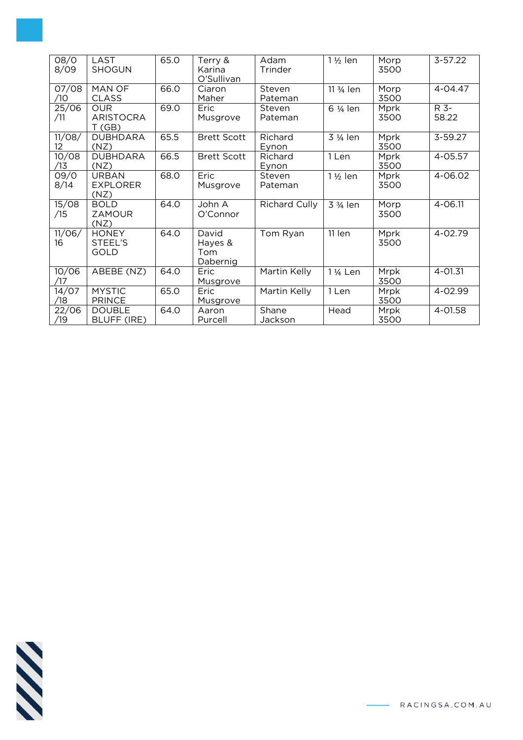| | | | | | | | |
|---|---|---|---|---|---|---|---|
| 08/08/09 | LAST SHOGUN | 65.0 | Terry & Karina O'Sullivan | Adam Trinder | 1 ½ len | Morp 3500 | 3-57.22 |
| 07/08/10 | MAN OF CLASS | 66.0 | Ciaron Maher | Steven Pateman | 11 ¾ len | Morp 3500 | 4-04.47 |
| 25/06/11 | OUR ARISTOCRAT (GB) | 69.0 | Eric Musgrove | Steven Pateman | 6 ¼ len | Mprk 3500 | R 3-58.22 |
| 11/08/12 | DUBHDARA (NZ) | 65.5 | Brett Scott | Richard Eynon | 3 ¼ len | Mprk 3500 | 3-59.27 |
| 10/08/13 | DUBHDARA (NZ) | 66.5 | Brett Scott | Richard Eynon | 1 Len | Mprk 3500 | 4-05.57 |
| 09/08/14 | URBAN EXPLORER (NZ) | 68.0 | Eric Musgrove | Steven Pateman | 1 ½ len | Mprk 3500 | 4-06.02 |
| 15/08/15 | BOLD ZAMOUR (NZ) | 64.0 | John A O'Connor | Richard Cully | 3 ¾ len | Morp 3500 | 4-06.11 |
| 11/06/16 | HONEY STEEL'S GOLD | 64.0 | David Hayes & Tom Dabernig | Tom Ryan | 11 len | Mprk 3500 | 4-02.79 |
| 10/06/17 | ABEBE (NZ) | 64.0 | Eric Musgrove | Martin Kelly | 1 ¼ Len | Mrpk 3500 | 4-01.31 |
| 14/07/18 | MYSTIC PRINCE | 65.0 | Eric Musgrove | Martin Kelly | 1 Len | Mrpk 3500 | 4-02.99 |
| 22/06/19 | DOUBLE BLUFF (IRE) | 64.0 | Aaron Purcell | Shane Jackson | Head | Mrpk 3500 | 4-01.58 |